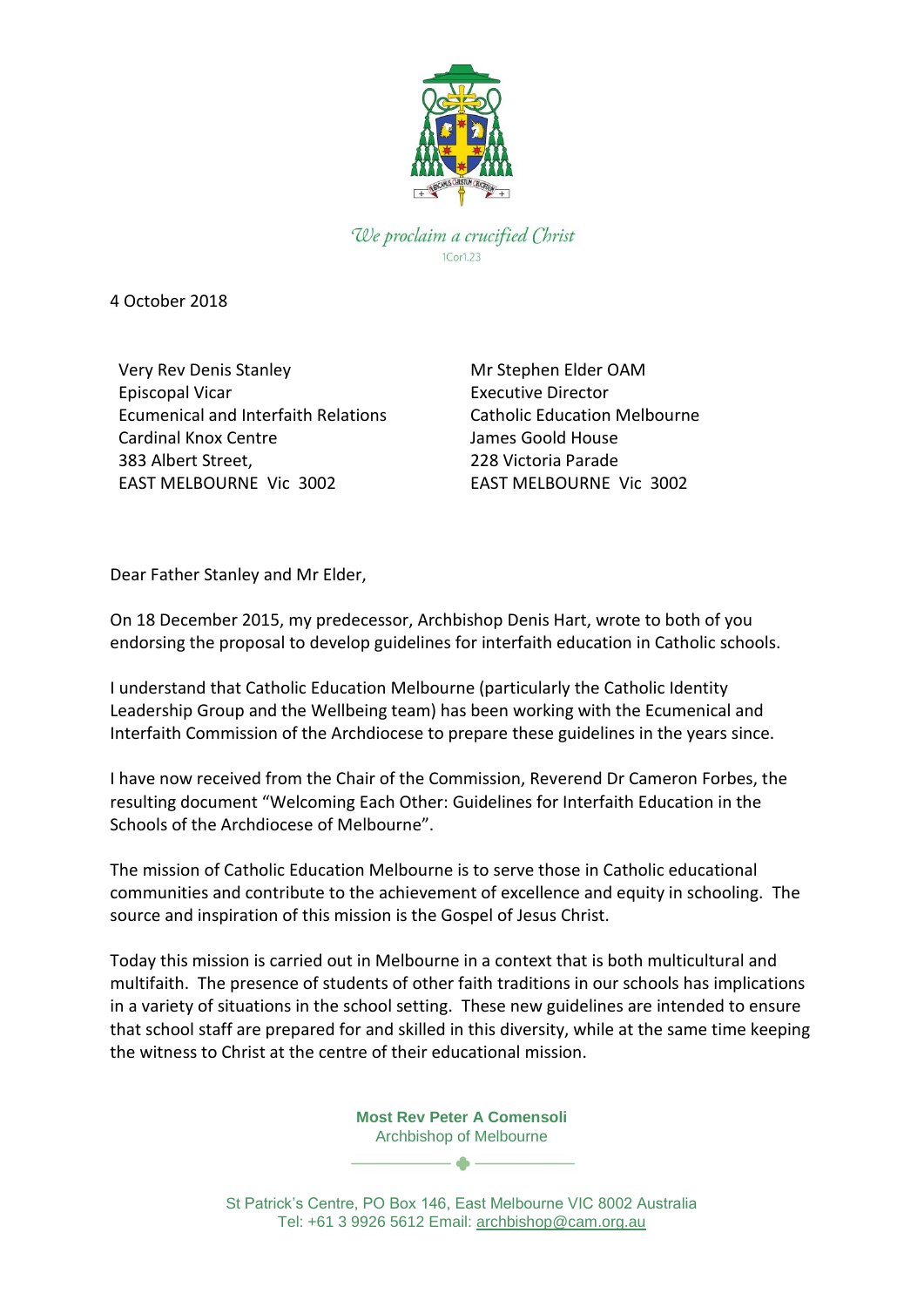*We proclaim a crucified Christ*
1Cor1.23

4 October 2018

Very Rev Denis Stanley
Episcopal Vicar
Ecumenical and Interfaith Relations
Cardinal Knox Centre
383 Albert Street,
EAST MELBOURNE Vic 3002

Mr Stephen Elder OAM
Executive Director
Catholic Education Melbourne
James Goold House
228 Victoria Parade
EAST MELBOURNE Vic 3002

Dear Father Stanley and Mr Elder,

On 18 December 2015, my predecessor, Archbishop Denis Hart, wrote to both of you endorsing the proposal to develop guidelines for interfaith education in Catholic schools.

I understand that Catholic Education Melbourne (particularly the Catholic Identity Leadership Group and the Wellbeing team) has been working with the Ecumenical and Interfaith Commission of the Archdiocese to prepare these guidelines in the years since.

I have now received from the Chair of the Commission, Reverend Dr Cameron Forbes, the resulting document "Welcoming Each Other: Guidelines for Interfaith Education in the Schools of the Archdiocese of Melbourne".

The mission of Catholic Education Melbourne is to serve those in Catholic educational communities and contribute to the achievement of excellence and equity in schooling. The source and inspiration of this mission is the Gospel of Jesus Christ.

Today this mission is carried out in Melbourne in a context that is both multicultural and multifaith. The presence of students of other faith traditions in our schools has implications in a variety of situations in the school setting. These new guidelines are intended to ensure that school staff are prepared for and skilled in this diversity, while at the same time keeping the witness to Christ at the centre of their educational mission.

**Most Rev Peter A Comensoli**
Archbishop of Melbourne

St Patrick's Centre, PO Box 146, East Melbourne VIC 8002 Australia
Tel: +61 3 9926 5612 Email: archbishop@cam.org.au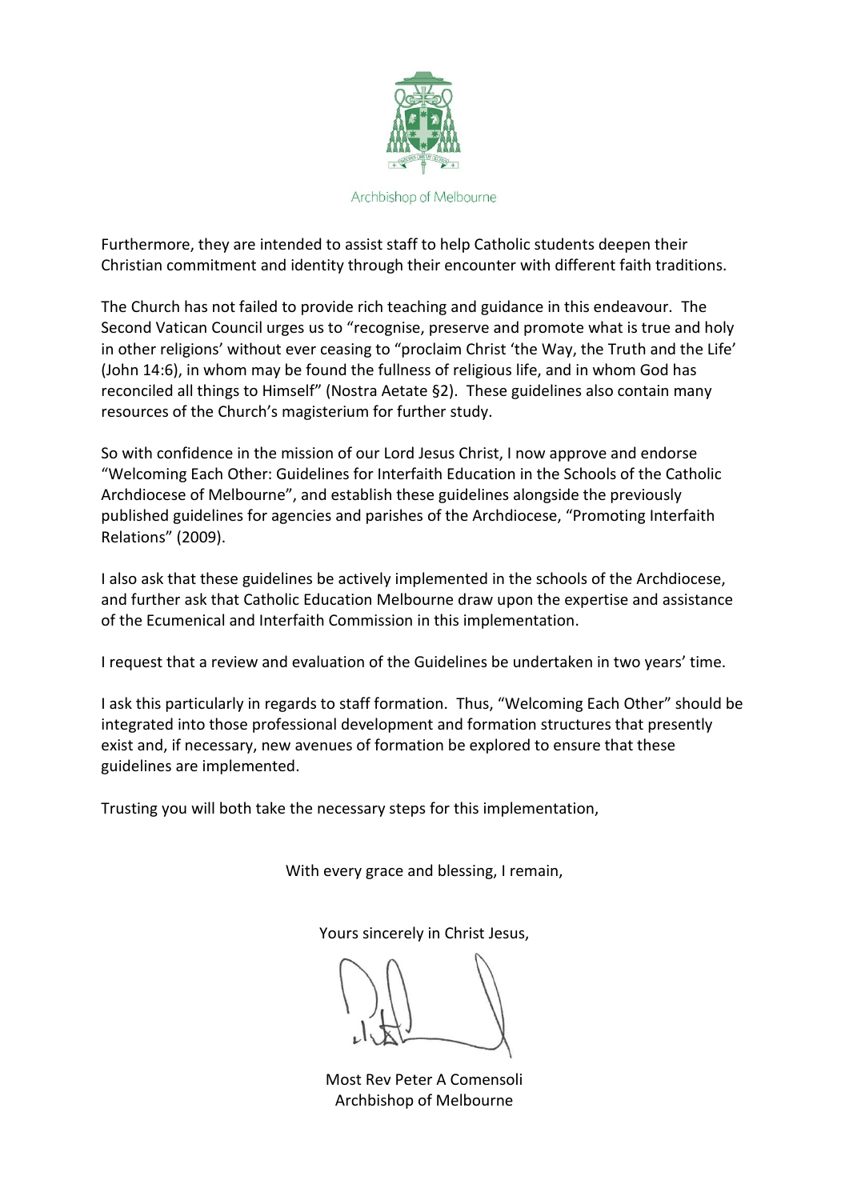Archbishop of Melbourne

Furthermore, they are intended to assist staff to help Catholic students deepen their Christian commitment and identity through their encounter with different faith traditions.

The Church has not failed to provide rich teaching and guidance in this endeavour. The Second Vatican Council urges us to "recognise, preserve and promote what is true and holy in other religions' without ever ceasing to "proclaim Christ 'the Way, the Truth and the Life' (John 14:6), in whom may be found the fullness of religious life, and in whom God has reconciled all things to Himself" (Nostra Aetate §2). These guidelines also contain many resources of the Church's magisterium for further study.

So with confidence in the mission of our Lord Jesus Christ, I now approve and endorse "Welcoming Each Other: Guidelines for Interfaith Education in the Schools of the Catholic Archdiocese of Melbourne", and establish these guidelines alongside the previously published guidelines for agencies and parishes of the Archdiocese, "Promoting Interfaith Relations" (2009).

I also ask that these guidelines be actively implemented in the schools of the Archdiocese, and further ask that Catholic Education Melbourne draw upon the expertise and assistance of the Ecumenical and Interfaith Commission in this implementation.

I request that a review and evaluation of the Guidelines be undertaken in two years' time.

I ask this particularly in regards to staff formation. Thus, "Welcoming Each Other" should be integrated into those professional development and formation structures that presently exist and, if necessary, new avenues of formation be explored to ensure that these guidelines are implemented.

Trusting you will both take the necessary steps for this implementation,

With every grace and blessing, I remain,

Yours sincerely in Christ Jesus,

Most Rev Peter A Comensoli
Archbishop of Melbourne